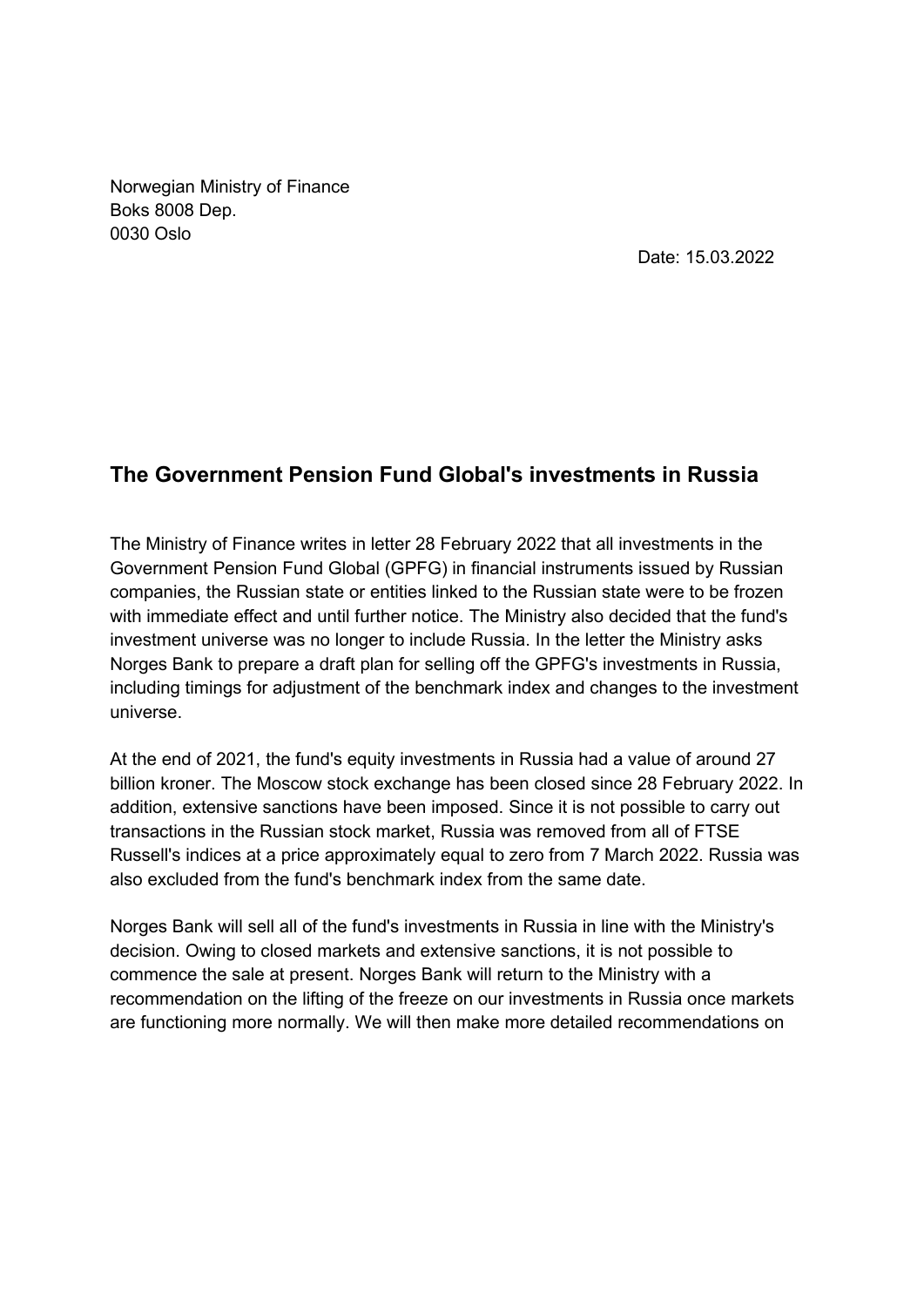Norwegian Ministry of Finance
Boks 8008 Dep.
0030 Oslo

Date: 15.03.2022

## The Government Pension Fund Global's investments in Russia

The Ministry of Finance writes in letter 28 February 2022 that all investments in the Government Pension Fund Global (GPFG) in financial instruments issued by Russian companies, the Russian state or entities linked to the Russian state were to be frozen with immediate effect and until further notice. The Ministry also decided that the fund's investment universe was no longer to include Russia. In the letter the Ministry asks Norges Bank to prepare a draft plan for selling off the GPFG's investments in Russia, including timings for adjustment of the benchmark index and changes to the investment universe.

At the end of 2021, the fund's equity investments in Russia had a value of around 27 billion kroner. The Moscow stock exchange has been closed since 28 February 2022. In addition, extensive sanctions have been imposed. Since it is not possible to carry out transactions in the Russian stock market, Russia was removed from all of FTSE Russell's indices at a price approximately equal to zero from 7 March 2022. Russia was also excluded from the fund's benchmark index from the same date.

Norges Bank will sell all of the fund's investments in Russia in line with the Ministry's decision. Owing to closed markets and extensive sanctions, it is not possible to commence the sale at present. Norges Bank will return to the Ministry with a recommendation on the lifting of the freeze on our investments in Russia once markets are functioning more normally. We will then make more detailed recommendations on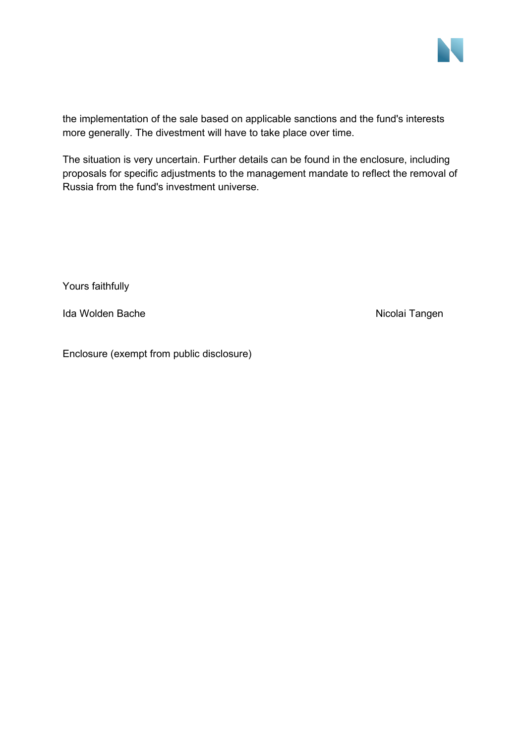the implementation of the sale based on applicable sanctions and the fund's interests more generally. The divestment will have to take place over time.

The situation is very uncertain. Further details can be found in the enclosure, including proposals for specific adjustments to the management mandate to reflect the removal of Russia from the fund's investment universe.

Yours faithfully

Ida Wolden Bache                                                                 Nicolai Tangen

Enclosure (exempt from public disclosure)